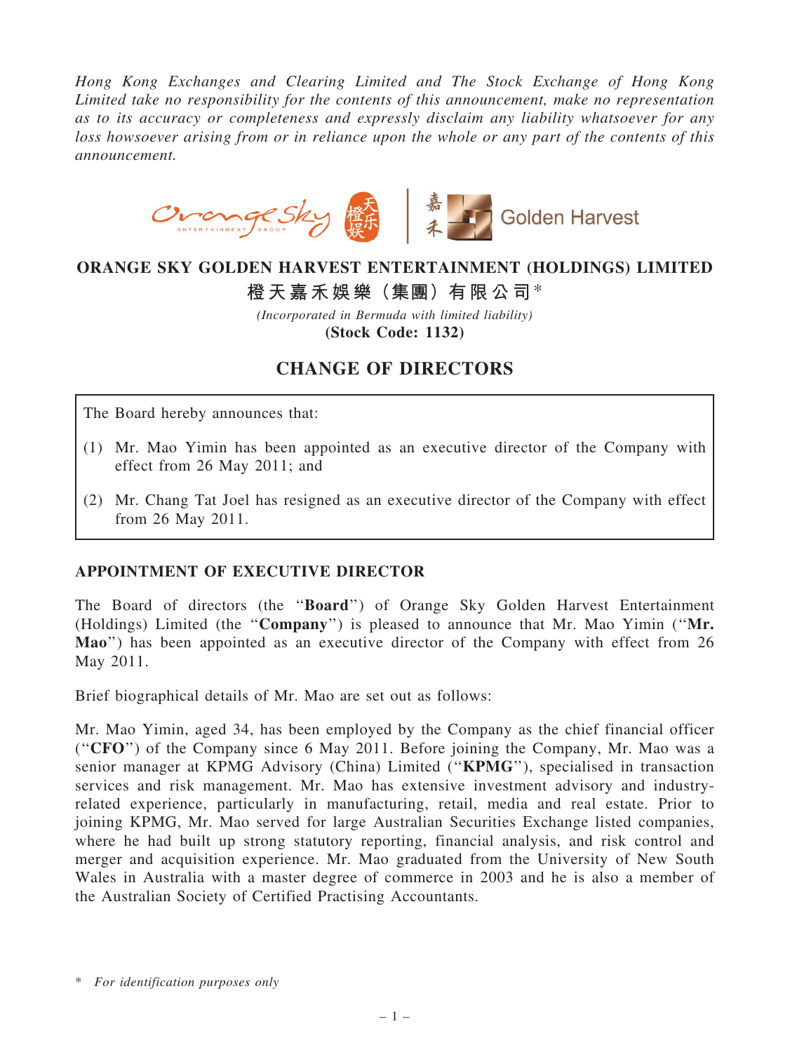*Hong Kong Exchanges and Clearing Limited and The Stock Exchange of Hong Kong Limited take no responsibility for the contents of this announcement, make no representation as to its accuracy or completeness and expressly disclaim any liability whatsoever for any loss howsoever arising from or in reliance upon the whole or any part of the contents of this announcement.*

# ORANGE SKY GOLDEN HARVEST ENTERTAINMENT (HOLDINGS) LIMITED

# 橙天嘉禾娛樂（集團）有限公司*

*(Incorporated in Bermuda with limited liability)*

**(Stock Code: 1132)**

# CHANGE OF DIRECTORS

The Board hereby announces that:

(1) Mr. Mao Yimin has been appointed as an executive director of the Company with effect from 26 May 2011; and

(2) Mr. Chang Tat Joel has resigned as an executive director of the Company with effect from 26 May 2011.

## APPOINTMENT OF EXECUTIVE DIRECTOR

The Board of directors (the "**Board**") of Orange Sky Golden Harvest Entertainment (Holdings) Limited (the "**Company**") is pleased to announce that Mr. Mao Yimin ("**Mr. Mao**") has been appointed as an executive director of the Company with effect from 26 May 2011.

Brief biographical details of Mr. Mao are set out as follows:

Mr. Mao Yimin, aged 34, has been employed by the Company as the chief financial officer ("**CFO**") of the Company since 6 May 2011. Before joining the Company, Mr. Mao was a senior manager at KPMG Advisory (China) Limited ("**KPMG**"), specialised in transaction services and risk management. Mr. Mao has extensive investment advisory and industry-related experience, particularly in manufacturing, retail, media and real estate. Prior to joining KPMG, Mr. Mao served for large Australian Securities Exchange listed companies, where he had built up strong statutory reporting, financial analysis, and risk control and merger and acquisition experience. Mr. Mao graduated from the University of New South Wales in Australia with a master degree of commerce in 2003 and he is also a member of the Australian Society of Certified Practising Accountants.

\* *For identification purposes only*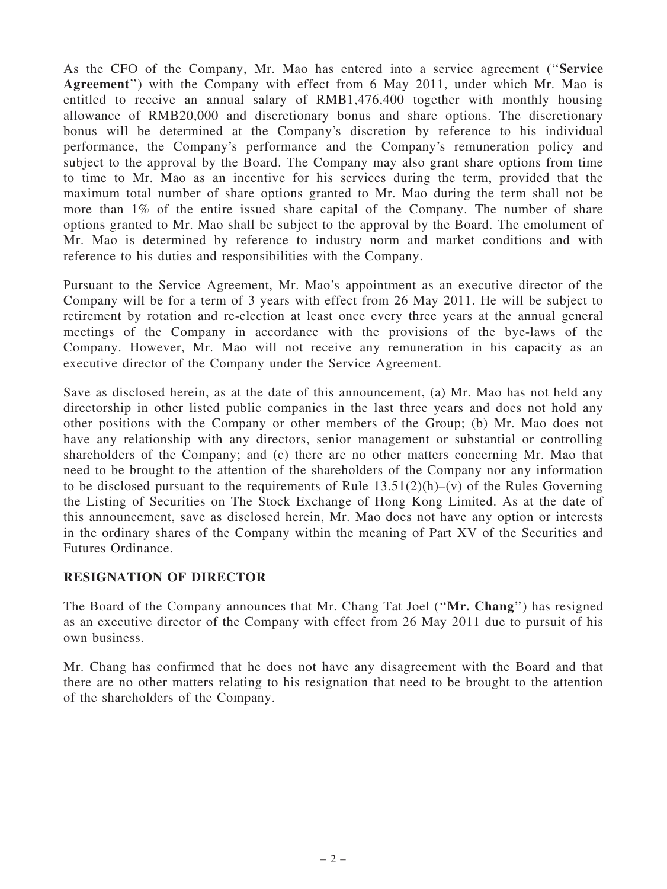As the CFO of the Company, Mr. Mao has entered into a service agreement (''**Service Agreement**'') with the Company with effect from 6 May 2011, under which Mr. Mao is entitled to receive an annual salary of RMB1,476,400 together with monthly housing allowance of RMB20,000 and discretionary bonus and share options. The discretionary bonus will be determined at the Company's discretion by reference to his individual performance, the Company's performance and the Company's remuneration policy and subject to the approval by the Board. The Company may also grant share options from time to time to Mr. Mao as an incentive for his services during the term, provided that the maximum total number of share options granted to Mr. Mao during the term shall not be more than 1% of the entire issued share capital of the Company. The number of share options granted to Mr. Mao shall be subject to the approval by the Board. The emolument of Mr. Mao is determined by reference to industry norm and market conditions and with reference to his duties and responsibilities with the Company.

Pursuant to the Service Agreement, Mr. Mao's appointment as an executive director of the Company will be for a term of 3 years with effect from 26 May 2011. He will be subject to retirement by rotation and re-election at least once every three years at the annual general meetings of the Company in accordance with the provisions of the bye-laws of the Company. However, Mr. Mao will not receive any remuneration in his capacity as an executive director of the Company under the Service Agreement.

Save as disclosed herein, as at the date of this announcement, (a) Mr. Mao has not held any directorship in other listed public companies in the last three years and does not hold any other positions with the Company or other members of the Group; (b) Mr. Mao does not have any relationship with any directors, senior management or substantial or controlling shareholders of the Company; and (c) there are no other matters concerning Mr. Mao that need to be brought to the attention of the shareholders of the Company nor any information to be disclosed pursuant to the requirements of Rule 13.51(2)(h)–(v) of the Rules Governing the Listing of Securities on The Stock Exchange of Hong Kong Limited. As at the date of this announcement, save as disclosed herein, Mr. Mao does not have any option or interests in the ordinary shares of the Company within the meaning of Part XV of the Securities and Futures Ordinance.

## RESIGNATION OF DIRECTOR

The Board of the Company announces that Mr. Chang Tat Joel (''**Mr. Chang**'') has resigned as an executive director of the Company with effect from 26 May 2011 due to pursuit of his own business.

Mr. Chang has confirmed that he does not have any disagreement with the Board and that there are no other matters relating to his resignation that need to be brought to the attention of the shareholders of the Company.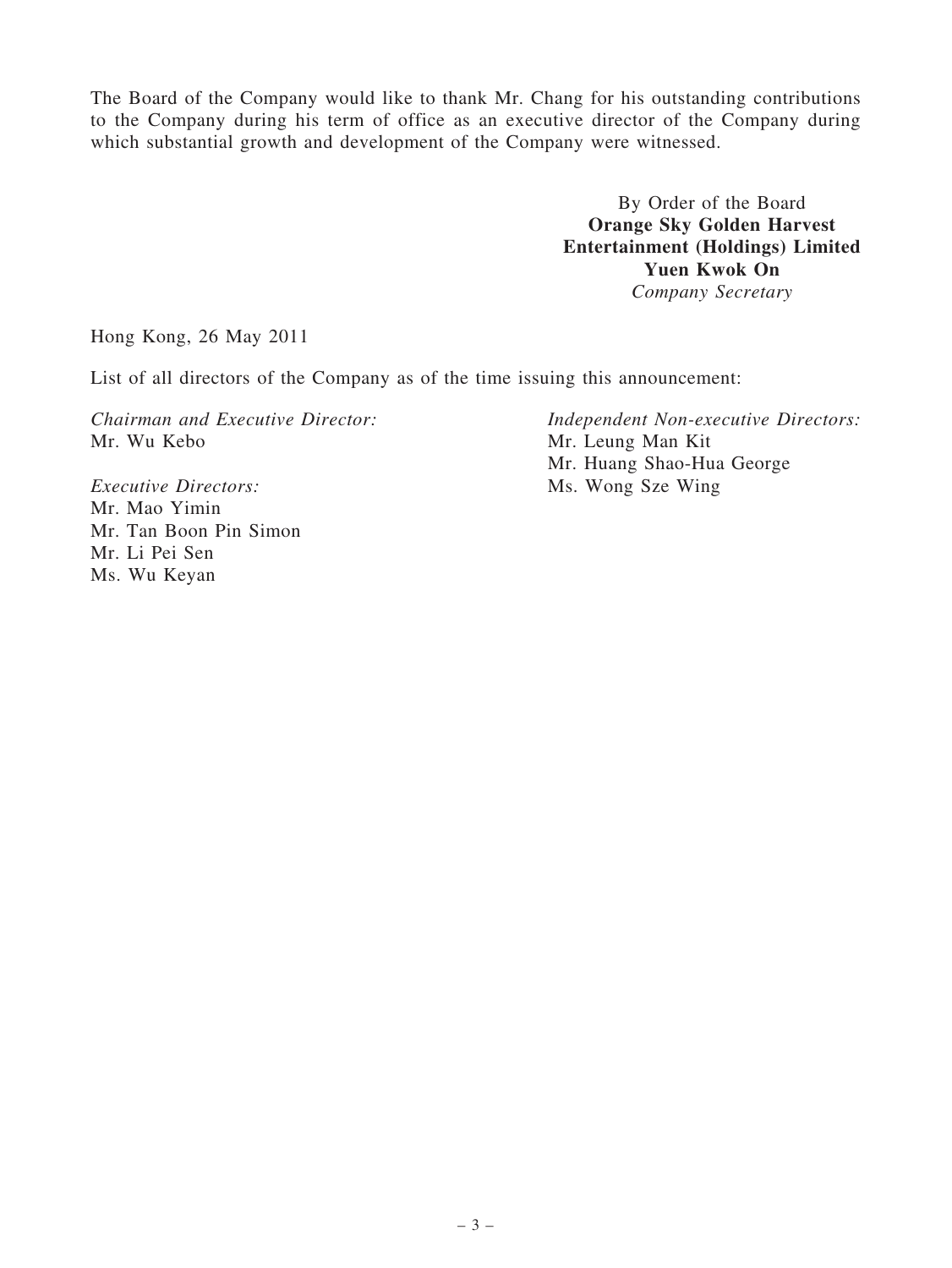The Board of the Company would like to thank Mr. Chang for his outstanding contributions to the Company during his term of office as an executive director of the Company during which substantial growth and development of the Company were witnessed.

By Order of the Board
**Orange Sky Golden Harvest Entertainment (Holdings) Limited**
**Yuen Kwok On**
*Company Secretary*

Hong Kong, 26 May 2011

List of all directors of the Company as of the time issuing this announcement:

*Chairman and Executive Director:*
Mr. Wu Kebo

*Executive Directors:*
Mr. Mao Yimin
Mr. Tan Boon Pin Simon
Mr. Li Pei Sen
Ms. Wu Keyan

*Independent Non-executive Directors:*
Mr. Leung Man Kit
Mr. Huang Shao-Hua George
Ms. Wong Sze Wing